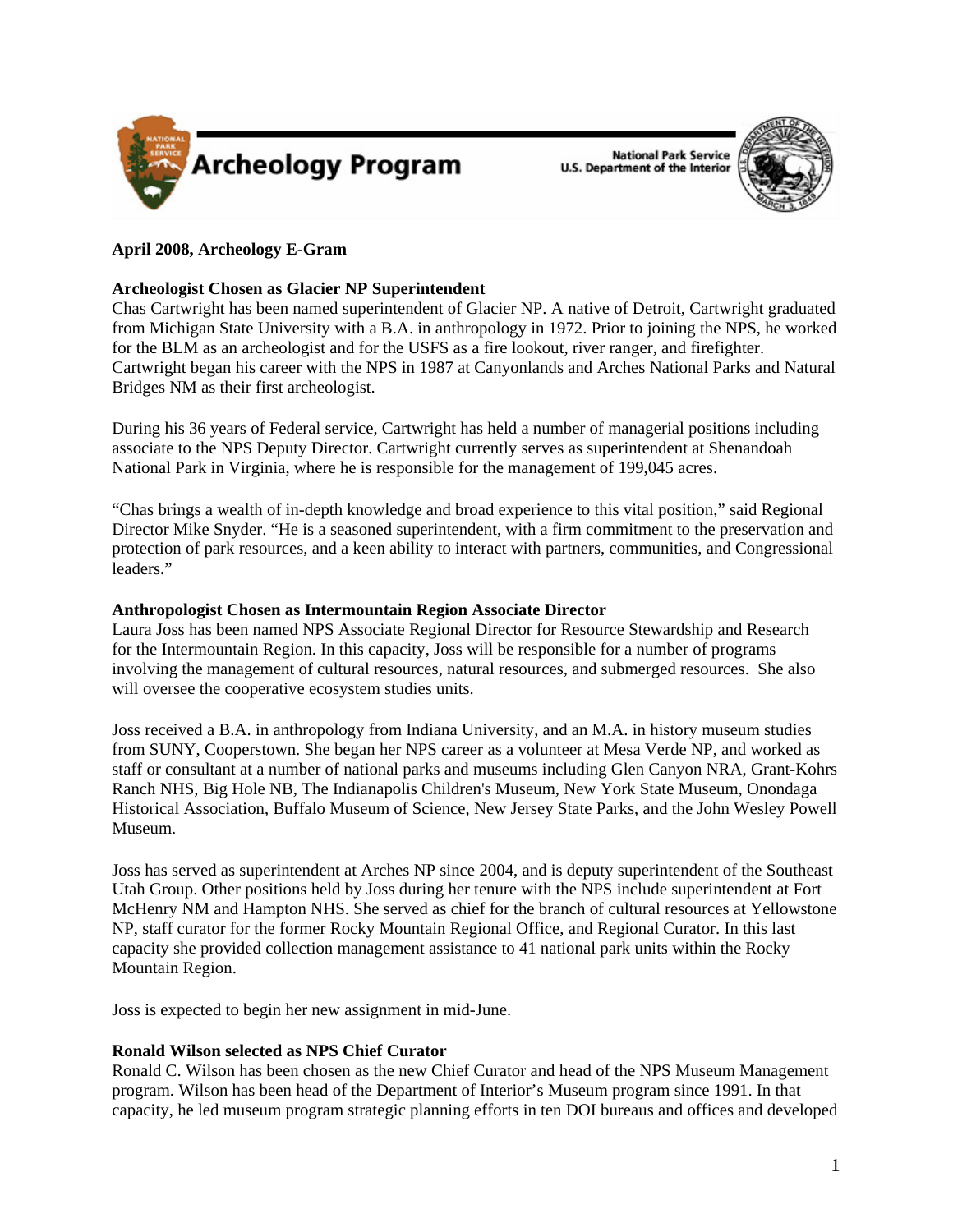Archeology Program

National Park Service
U.S. Department of the Interior

**April 2008, Archeology E-Gram**

**Archeologist Chosen as Glacier NP Superintendent**

Chas Cartwright has been named superintendent of Glacier NP. A native of Detroit, Cartwright graduated from Michigan State University with a B.A. in anthropology in 1972. Prior to joining the NPS, he worked for the BLM as an archeologist and for the USFS as a fire lookout, river ranger, and firefighter. Cartwright began his career with the NPS in 1987 at Canyonlands and Arches National Parks and Natural Bridges NM as their first archeologist.

During his 36 years of Federal service, Cartwright has held a number of managerial positions including associate to the NPS Deputy Director. Cartwright currently serves as superintendent at Shenandoah National Park in Virginia, where he is responsible for the management of 199,045 acres.

"Chas brings a wealth of in-depth knowledge and broad experience to this vital position," said Regional Director Mike Snyder. "He is a seasoned superintendent, with a firm commitment to the preservation and protection of park resources, and a keen ability to interact with partners, communities, and Congressional leaders."

**Anthropologist Chosen as Intermountain Region Associate Director**

Laura Joss has been named NPS Associate Regional Director for Resource Stewardship and Research for the Intermountain Region. In this capacity, Joss will be responsible for a number of programs involving the management of cultural resources, natural resources, and submerged resources. She also will oversee the cooperative ecosystem studies units.

Joss received a B.A. in anthropology from Indiana University, and an M.A. in history museum studies from SUNY, Cooperstown. She began her NPS career as a volunteer at Mesa Verde NP, and worked as staff or consultant at a number of national parks and museums including Glen Canyon NRA, Grant-Kohrs Ranch NHS, Big Hole NB, The Indianapolis Children's Museum, New York State Museum, Onondaga Historical Association, Buffalo Museum of Science, New Jersey State Parks, and the John Wesley Powell Museum.

Joss has served as superintendent at Arches NP since 2004, and is deputy superintendent of the Southeast Utah Group. Other positions held by Joss during her tenure with the NPS include superintendent at Fort McHenry NM and Hampton NHS. She served as chief for the branch of cultural resources at Yellowstone NP, staff curator for the former Rocky Mountain Regional Office, and Regional Curator. In this last capacity she provided collection management assistance to 41 national park units within the Rocky Mountain Region.

Joss is expected to begin her new assignment in mid-June.

**Ronald Wilson selected as NPS Chief Curator**

Ronald C. Wilson has been chosen as the new Chief Curator and head of the NPS Museum Management program. Wilson has been head of the Department of Interior's Museum program since 1991. In that capacity, he led museum program strategic planning efforts in ten DOI bureaus and offices and developed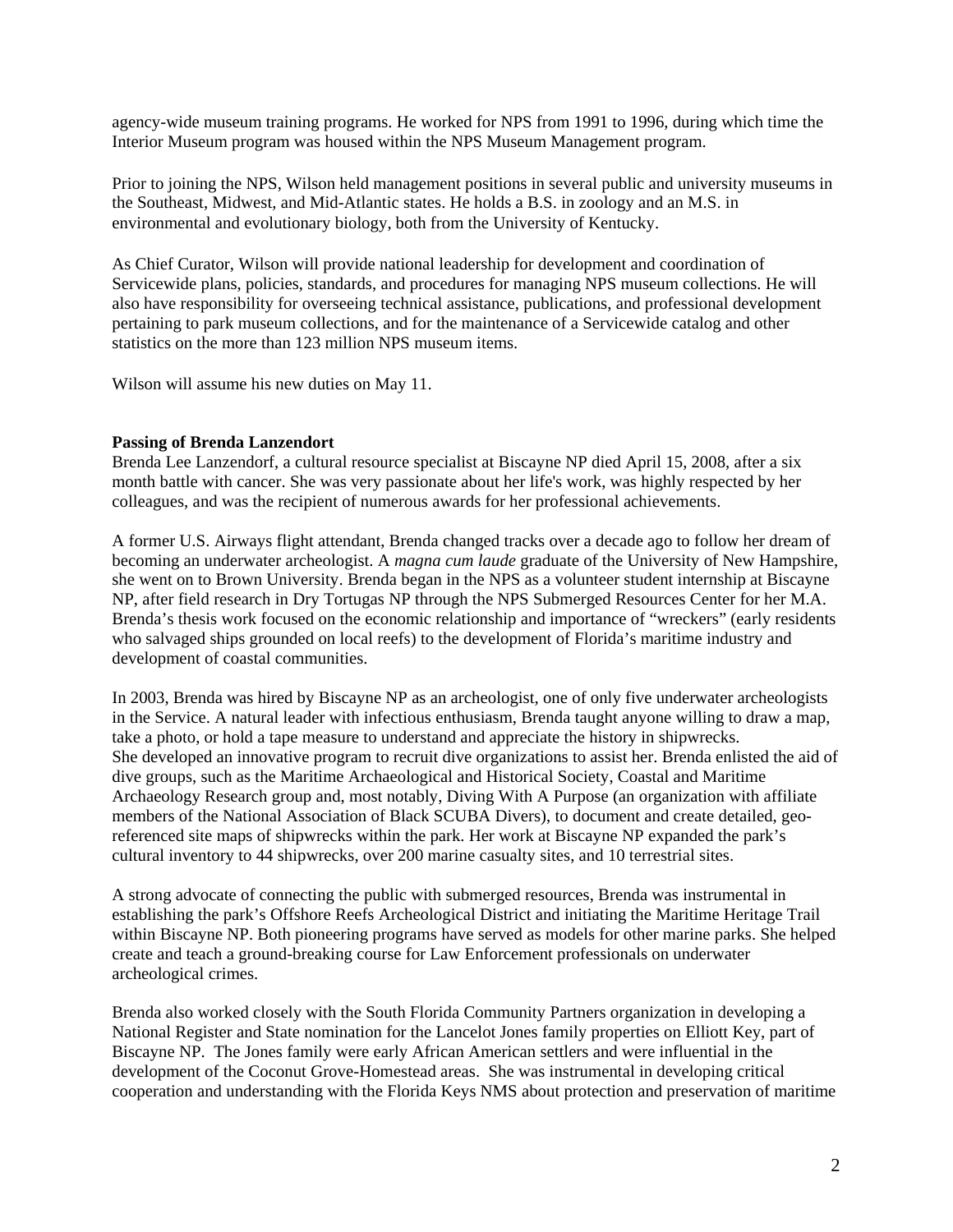agency-wide museum training programs. He worked for NPS from 1991 to 1996, during which time the Interior Museum program was housed within the NPS Museum Management program.

Prior to joining the NPS, Wilson held management positions in several public and university museums in the Southeast, Midwest, and Mid-Atlantic states. He holds a B.S. in zoology and an M.S. in environmental and evolutionary biology, both from the University of Kentucky.

As Chief Curator, Wilson will provide national leadership for development and coordination of Servicewide plans, policies, standards, and procedures for managing NPS museum collections. He will also have responsibility for overseeing technical assistance, publications, and professional development pertaining to park museum collections, and for the maintenance of a Servicewide catalog and other statistics on the more than 123 million NPS museum items.

Wilson will assume his new duties on May 11.

**Passing of Brenda Lanzendort**

Brenda Lee Lanzendorf, a cultural resource specialist at Biscayne NP died April 15, 2008, after a six month battle with cancer. She was very passionate about her life's work, was highly respected by her colleagues, and was the recipient of numerous awards for her professional achievements.

A former U.S. Airways flight attendant, Brenda changed tracks over a decade ago to follow her dream of becoming an underwater archeologist. A *magna cum laude* graduate of the University of New Hampshire, she went on to Brown University. Brenda began in the NPS as a volunteer student internship at Biscayne NP, after field research in Dry Tortugas NP through the NPS Submerged Resources Center for her M.A. Brenda's thesis work focused on the economic relationship and importance of "wreckers" (early residents who salvaged ships grounded on local reefs) to the development of Florida's maritime industry and development of coastal communities.

In 2003, Brenda was hired by Biscayne NP as an archeologist, one of only five underwater archeologists in the Service. A natural leader with infectious enthusiasm, Brenda taught anyone willing to draw a map, take a photo, or hold a tape measure to understand and appreciate the history in shipwrecks. She developed an innovative program to recruit dive organizations to assist her. Brenda enlisted the aid of dive groups, such as the Maritime Archaeological and Historical Society, Coastal and Maritime Archaeology Research group and, most notably, Diving With A Purpose (an organization with affiliate members of the National Association of Black SCUBA Divers), to document and create detailed, geo-referenced site maps of shipwrecks within the park. Her work at Biscayne NP expanded the park's cultural inventory to 44 shipwrecks, over 200 marine casualty sites, and 10 terrestrial sites.

A strong advocate of connecting the public with submerged resources, Brenda was instrumental in establishing the park's Offshore Reefs Archeological District and initiating the Maritime Heritage Trail within Biscayne NP. Both pioneering programs have served as models for other marine parks. She helped create and teach a ground-breaking course for Law Enforcement professionals on underwater archeological crimes.

Brenda also worked closely with the South Florida Community Partners organization in developing a National Register and State nomination for the Lancelot Jones family properties on Elliott Key, part of Biscayne NP. The Jones family were early African American settlers and were influential in the development of the Coconut Grove-Homestead areas. She was instrumental in developing critical cooperation and understanding with the Florida Keys NMS about protection and preservation of maritime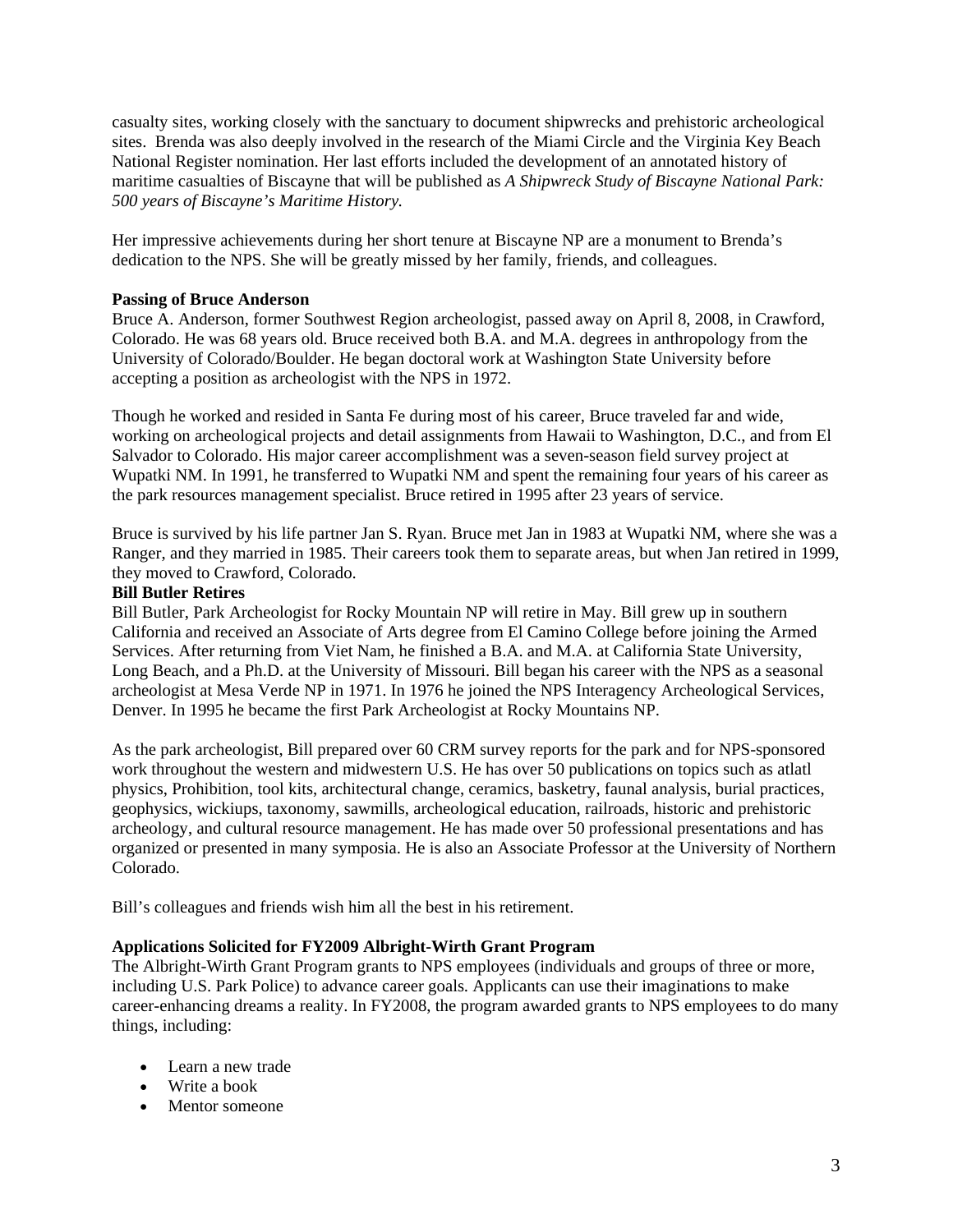casualty sites, working closely with the sanctuary to document shipwrecks and prehistoric archeological sites. Brenda was also deeply involved in the research of the Miami Circle and the Virginia Key Beach National Register nomination. Her last efforts included the development of an annotated history of maritime casualties of Biscayne that will be published as *A Shipwreck Study of Biscayne National Park: 500 years of Biscayne's Maritime History.*

Her impressive achievements during her short tenure at Biscayne NP are a monument to Brenda's dedication to the NPS. She will be greatly missed by her family, friends, and colleagues.

**Passing of Bruce Anderson**

Bruce A. Anderson, former Southwest Region archeologist, passed away on April 8, 2008, in Crawford, Colorado. He was 68 years old. Bruce received both B.A. and M.A. degrees in anthropology from the University of Colorado/Boulder. He began doctoral work at Washington State University before accepting a position as archeologist with the NPS in 1972.

Though he worked and resided in Santa Fe during most of his career, Bruce traveled far and wide, working on archeological projects and detail assignments from Hawaii to Washington, D.C., and from El Salvador to Colorado. His major career accomplishment was a seven-season field survey project at Wupatki NM. In 1991, he transferred to Wupatki NM and spent the remaining four years of his career as the park resources management specialist. Bruce retired in 1995 after 23 years of service.

Bruce is survived by his life partner Jan S. Ryan. Bruce met Jan in 1983 at Wupatki NM, where she was a Ranger, and they married in 1985. Their careers took them to separate areas, but when Jan retired in 1999, they moved to Crawford, Colorado.

**Bill Butler Retires**

Bill Butler, Park Archeologist for Rocky Mountain NP will retire in May. Bill grew up in southern California and received an Associate of Arts degree from El Camino College before joining the Armed Services. After returning from Viet Nam, he finished a B.A. and M.A. at California State University, Long Beach, and a Ph.D. at the University of Missouri. Bill began his career with the NPS as a seasonal archeologist at Mesa Verde NP in 1971. In 1976 he joined the NPS Interagency Archeological Services, Denver. In 1995 he became the first Park Archeologist at Rocky Mountains NP.

As the park archeologist, Bill prepared over 60 CRM survey reports for the park and for NPS-sponsored work throughout the western and midwestern U.S. He has over 50 publications on topics such as atlatl physics, Prohibition, tool kits, architectural change, ceramics, basketry, faunal analysis, burial practices, geophysics, wickiups, taxonomy, sawmills, archeological education, railroads, historic and prehistoric archeology, and cultural resource management. He has made over 50 professional presentations and has organized or presented in many symposia. He is also an Associate Professor at the University of Northern Colorado.

Bill's colleagues and friends wish him all the best in his retirement.

**Applications Solicited for FY2009 Albright-Wirth Grant Program**

The Albright-Wirth Grant Program grants to NPS employees (individuals and groups of three or more, including U.S. Park Police) to advance career goals. Applicants can use their imaginations to make career-enhancing dreams a reality. In FY2008, the program awarded grants to NPS employees to do many things, including:

- Learn a new trade
- Write a book
- Mentor someone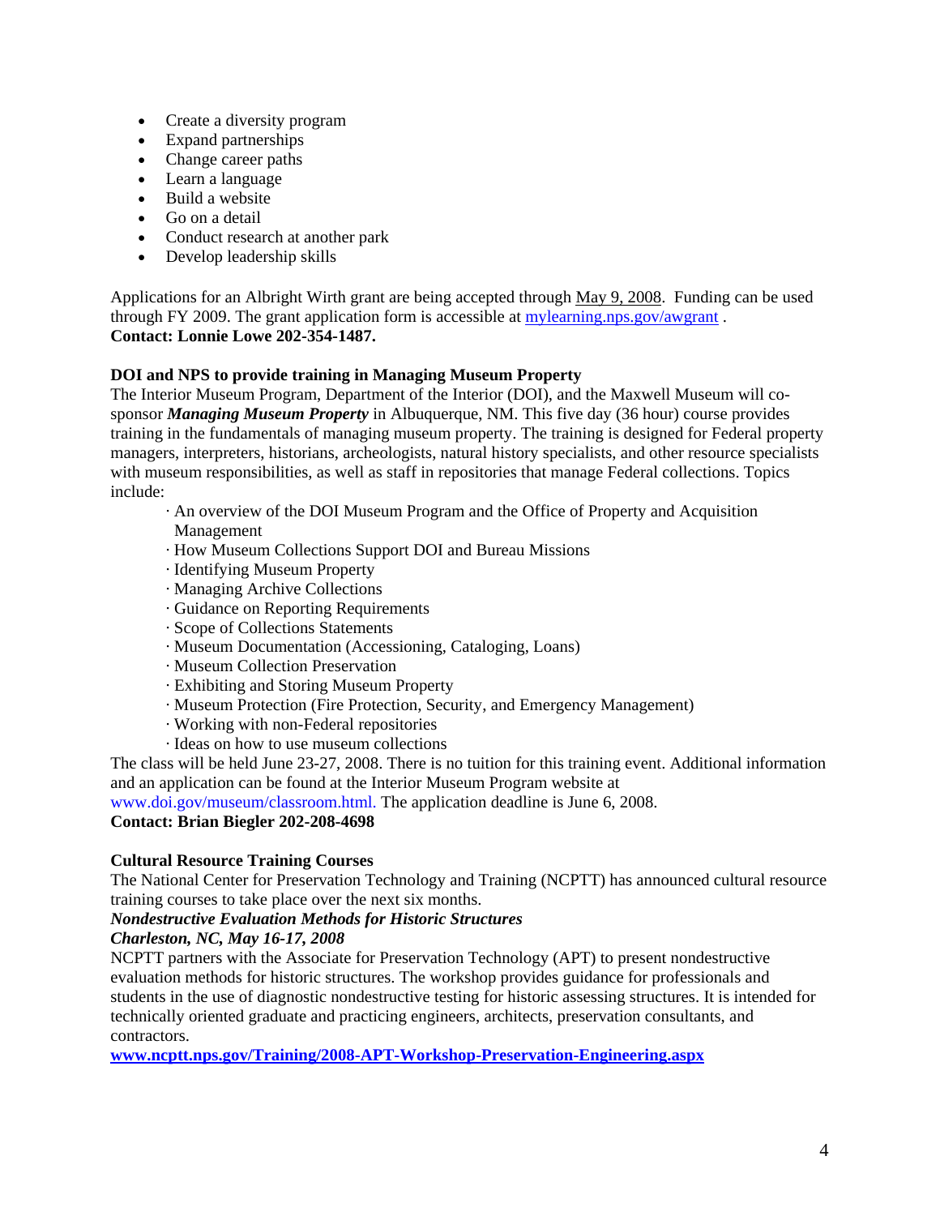- Create a diversity program
- Expand partnerships
- Change career paths
- Learn a language
- Build a website
- Go on a detail
- Conduct research at another park
- Develop leadership skills

Applications for an Albright Wirth grant are being accepted through May 9, 2008. Funding can be used through FY 2009. The grant application form is accessible at [mylearning.nps.gov/awgrant](mylearning.nps.gov/awgrant) .
**Contact: Lonnie Lowe 202-354-1487.**

**DOI and NPS to provide training in Managing Museum Property**
The Interior Museum Program, Department of the Interior (DOI), and the Maxwell Museum will co-sponsor ***Managing Museum Property*** in Albuquerque, NM. This five day (36 hour) course provides training in the fundamentals of managing museum property. The training is designed for Federal property managers, interpreters, historians, archeologists, natural history specialists, and other resource specialists with museum responsibilities, as well as staff in repositories that manage Federal collections. Topics include:

- · An overview of the DOI Museum Program and the Office of Property and Acquisition Management
- · How Museum Collections Support DOI and Bureau Missions
- · Identifying Museum Property
- · Managing Archive Collections
- · Guidance on Reporting Requirements
- · Scope of Collections Statements
- · Museum Documentation (Accessioning, Cataloging, Loans)
- · Museum Collection Preservation
- · Exhibiting and Storing Museum Property
- · Museum Protection (Fire Protection, Security, and Emergency Management)
- · Working with non-Federal repositories
- · Ideas on how to use museum collections

The class will be held June 23-27, 2008. There is no tuition for this training event. Additional information and an application can be found at the Interior Museum Program website at www.doi.gov/museum/classroom.html. The application deadline is June 6, 2008.
**Contact: Brian Biegler 202-208-4698**

**Cultural Resource Training Courses**
The National Center for Preservation Technology and Training (NCPTT) has announced cultural resource training courses to take place over the next six months.
***Nondestructive Evaluation Methods for Historic Structures***
***Charleston, NC, May 16-17, 2008***
NCPTT partners with the Associate for Preservation Technology (APT) to present nondestructive evaluation methods for historic structures. The workshop provides guidance for professionals and students in the use of diagnostic nondestructive testing for historic assessing structures. It is intended for technically oriented graduate and practicing engineers, architects, preservation consultants, and contractors.
**[www.ncptt.nps.gov/Training/2008-APT-Workshop-Preservation-Engineering.aspx](www.ncptt.nps.gov/Training/2008-APT-Workshop-Preservation-Engineering.aspx)**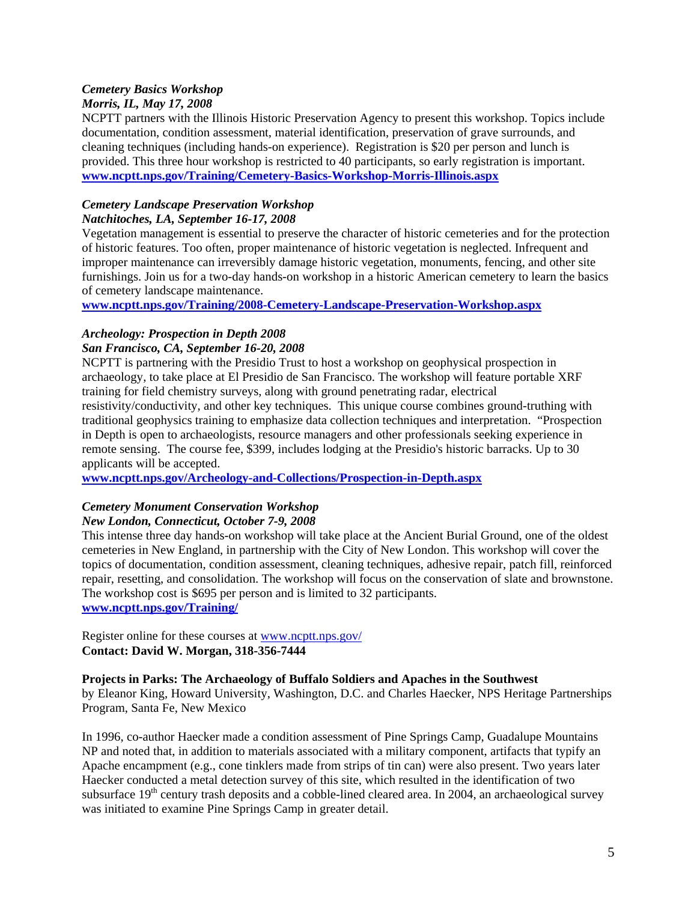***Cemetery Basics Workshop***
***Morris, IL, May 17, 2008***

NCPTT partners with the Illinois Historic Preservation Agency to present this workshop. Topics include documentation, condition assessment, material identification, preservation of grave surrounds, and cleaning techniques (including hands-on experience). Registration is $20 per person and lunch is provided. This three hour workshop is restricted to 40 participants, so early registration is important.
**www.ncptt.nps.gov/Training/Cemetery-Basics-Workshop-Morris-Illinois.aspx**

***Cemetery Landscape Preservation Workshop***
***Natchitoches, LA, September 16-17, 2008***

Vegetation management is essential to preserve the character of historic cemeteries and for the protection of historic features. Too often, proper maintenance of historic vegetation is neglected. Infrequent and improper maintenance can irreversibly damage historic vegetation, monuments, fencing, and other site furnishings. Join us for a two-day hands-on workshop in a historic American cemetery to learn the basics of cemetery landscape maintenance.
**www.ncptt.nps.gov/Training/2008-Cemetery-Landscape-Preservation-Workshop.aspx**

***Archeology: Prospection in Depth 2008***
***San Francisco, CA, September 16-20, 2008***

NCPTT is partnering with the Presidio Trust to host a workshop on geophysical prospection in archaeology, to take place at El Presidio de San Francisco. The workshop will feature portable XRF training for field chemistry surveys, along with ground penetrating radar, electrical resistivity/conductivity, and other key techniques. This unique course combines ground-truthing with traditional geophysics training to emphasize data collection techniques and interpretation. "Prospection in Depth is open to archaeologists, resource managers and other professionals seeking experience in remote sensing. The course fee, $399, includes lodging at the Presidio's historic barracks. Up to 30 applicants will be accepted.
**www.ncptt.nps.gov/Archeology-and-Collections/Prospection-in-Depth.aspx**

***Cemetery Monument Conservation Workshop***
***New London, Connecticut, October 7-9, 2008***

This intense three day hands-on workshop will take place at the Ancient Burial Ground, one of the oldest cemeteries in New England, in partnership with the City of New London. This workshop will cover the topics of documentation, condition assessment, cleaning techniques, adhesive repair, patch fill, reinforced repair, resetting, and consolidation. The workshop will focus on the conservation of slate and brownstone. The workshop cost is $695 per person and is limited to 32 participants.
**www.ncptt.nps.gov/Training/**

Register online for these courses at www.ncptt.nps.gov/
**Contact: David W. Morgan, 318-356-7444**

**Projects in Parks: The Archaeology of Buffalo Soldiers and Apaches in the Southwest**
by Eleanor King, Howard University, Washington, D.C. and Charles Haecker, NPS Heritage Partnerships Program, Santa Fe, New Mexico

In 1996, co-author Haecker made a condition assessment of Pine Springs Camp, Guadalupe Mountains NP and noted that, in addition to materials associated with a military component, artifacts that typify an Apache encampment (e.g., cone tinklers made from strips of tin can) were also present. Two years later Haecker conducted a metal detection survey of this site, which resulted in the identification of two subsurface 19th century trash deposits and a cobble-lined cleared area. In 2004, an archaeological survey was initiated to examine Pine Springs Camp in greater detail.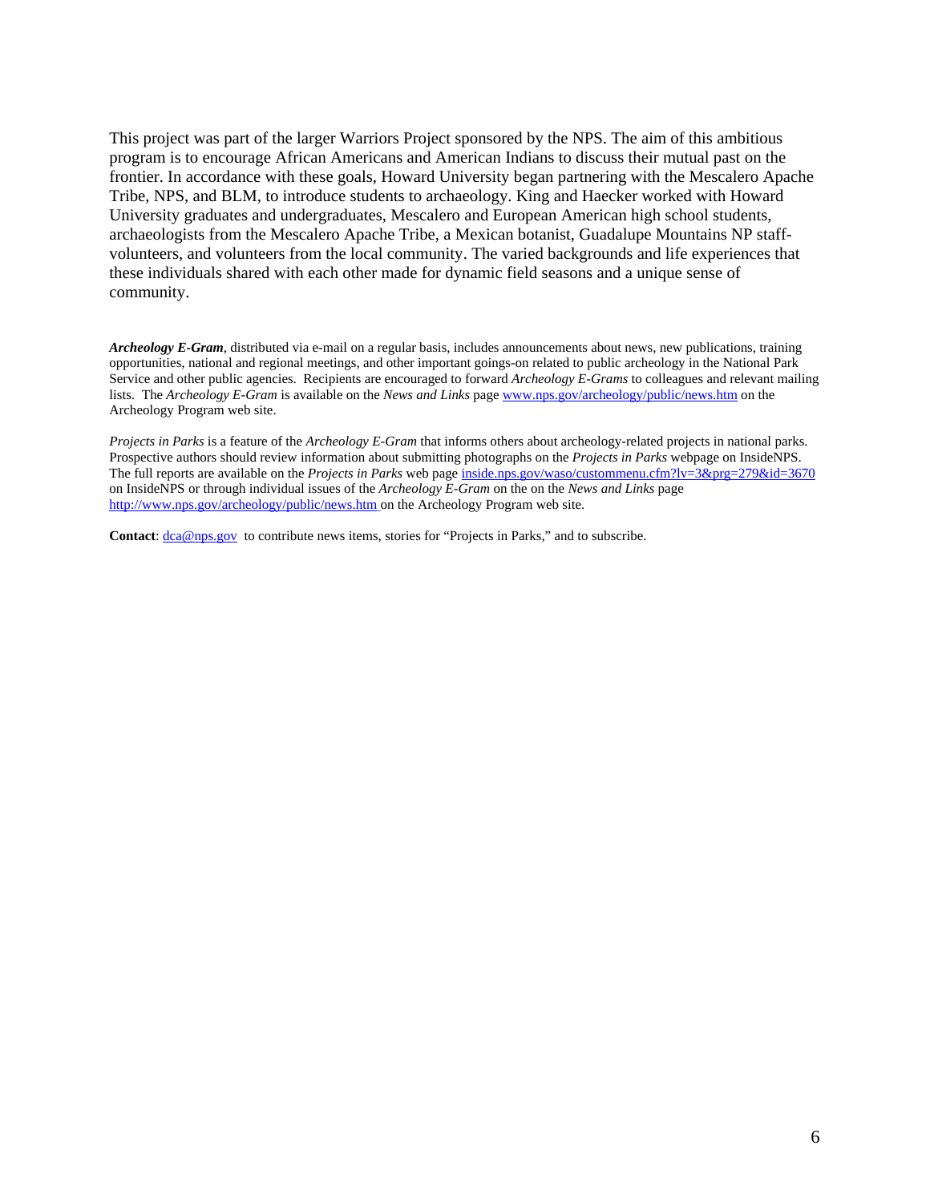This project was part of the larger Warriors Project sponsored by the NPS. The aim of this ambitious program is to encourage African Americans and American Indians to discuss their mutual past on the frontier. In accordance with these goals, Howard University began partnering with the Mescalero Apache Tribe, NPS, and BLM, to introduce students to archaeology. King and Haecker worked with Howard University graduates and undergraduates, Mescalero and European American high school students, archaeologists from the Mescalero Apache Tribe, a Mexican botanist, Guadalupe Mountains NP staff-volunteers, and volunteers from the local community. The varied backgrounds and life experiences that these individuals shared with each other made for dynamic field seasons and a unique sense of community.

***Archeology E-Gram***, distributed via e-mail on a regular basis, includes announcements about news, new publications, training opportunities, national and regional meetings, and other important goings-on related to public archeology in the National Park Service and other public agencies. Recipients are encouraged to forward *Archeology E-Grams* to colleagues and relevant mailing lists. The *Archeology E-Gram* is available on the *News and Links* page [www.nps.gov/archeology/public/news.htm](www.nps.gov/archeology/public/news.htm) on the Archeology Program web site.

*Projects in Parks* is a feature of the *Archeology E-Gram* that informs others about archeology-related projects in national parks. Prospective authors should review information about submitting photographs on the *Projects in Parks* webpage on InsideNPS. The full reports are available on the *Projects in Parks* web page [inside.nps.gov/waso/custommenu.cfm?lv=3&prg=279&id=3670](inside.nps.gov/waso/custommenu.cfm?lv=3&prg=279&id=3670) on InsideNPS or through individual issues of the *Archeology E-Gram* on the on the *News and Links* page [http://www.nps.gov/archeology/public/news.htm](http://www.nps.gov/archeology/public/news.htm) on the Archeology Program web site.

**Contact**: [dca@nps.gov](mailto:dca@nps.gov) to contribute news items, stories for "Projects in Parks," and to subscribe.